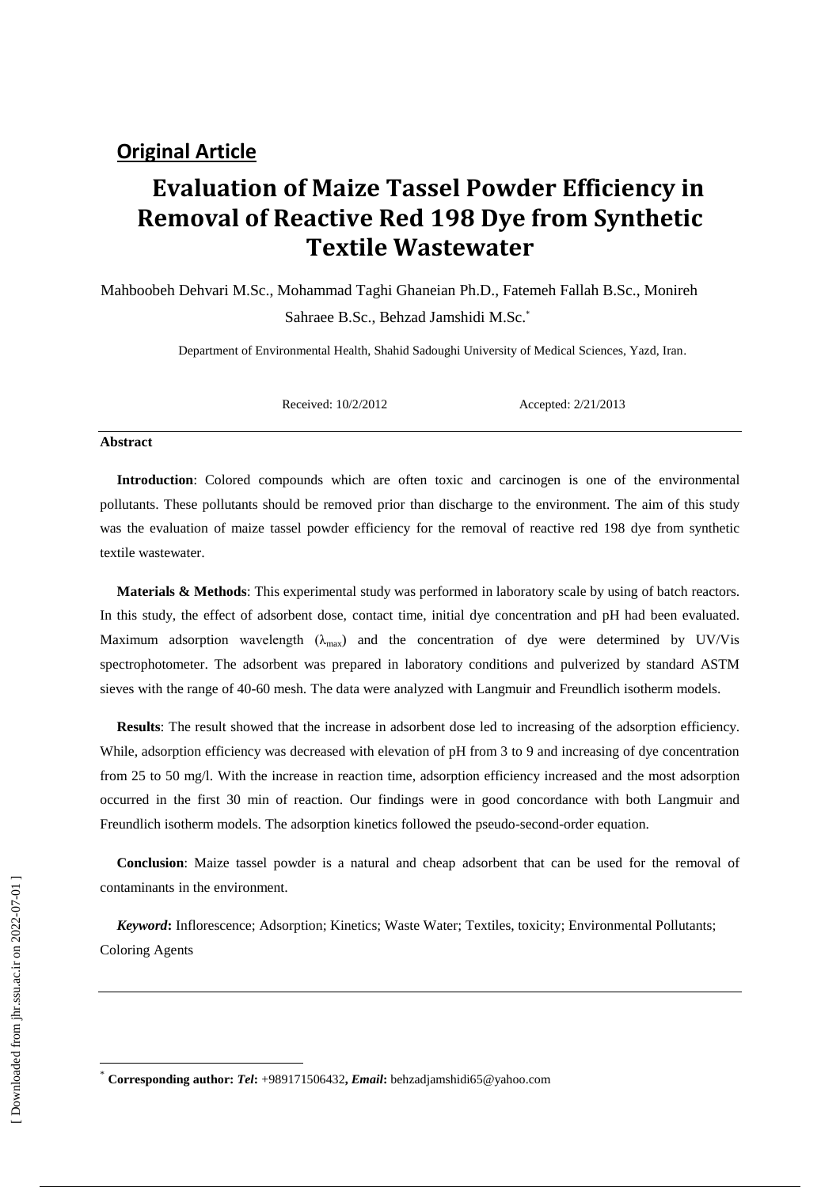**Original Article**

# Evaluation of Maize Tassel Powder Efficiency in Removal of Reactive Red 198 Dye from Synthetic Textile Wastewater

Mahboobeh Dehvari M.Sc., Mohammad Taghi Ghaneian Ph.D., Fatemeh Fallah B.Sc., Monireh Sahraee B.Sc., Behzad Jamshidi M.Sc.[*]

Department of Environmental Health, Shahid Sadoughi University of Medical Sciences, Yazd, Iran.

Received: 10/2/2012 Accepted: 2/21/2013

**Abstract**

**Introduction**: Colored compounds which are often toxic and carcinogen is one of the environmental pollutants. These pollutants should be removed prior than discharge to the environment. The aim of this study was the evaluation of maize tassel powder efficiency for the removal of reactive red 198 dye from synthetic textile wastewater.

**Materials & Methods**: This experimental study was performed in laboratory scale by using of batch reactors. In this study, the effect of adsorbent dose, contact time, initial dye concentration and pH had been evaluated. Maximum adsorption wavelength ($\lambda_{max}$) and the concentration of dye were determined by UV/Vis spectrophotometer. The adsorbent was prepared in laboratory conditions and pulverized by standard ASTM sieves with the range of 40-60 mesh. The data were analyzed with Langmuir and Freundlich isotherm models.

**Results**: The result showed that the increase in adsorbent dose led to increasing of the adsorption efficiency. While, adsorption efficiency was decreased with elevation of pH from 3 to 9 and increasing of dye concentration from 25 to 50 mg/l. With the increase in reaction time, adsorption efficiency increased and the most adsorption occurred in the first 30 min of reaction. Our findings were in good concordance with both Langmuir and Freundlich isotherm models. The adsorption kinetics followed the pseudo-second-order equation.

**Conclusion**: Maize tassel powder is a natural and cheap adsorbent that can be used for the removal of contaminants in the environment.

***Keyword*:** Inflorescence; Adsorption; Kinetics; Waste Water; Textiles, toxicity; Environmental Pollutants; Coloring Agents

---

[*] **Corresponding author:** ***Tel*:** +989171506432**,** ***Email*:** behzadjamshidi65@yahoo.com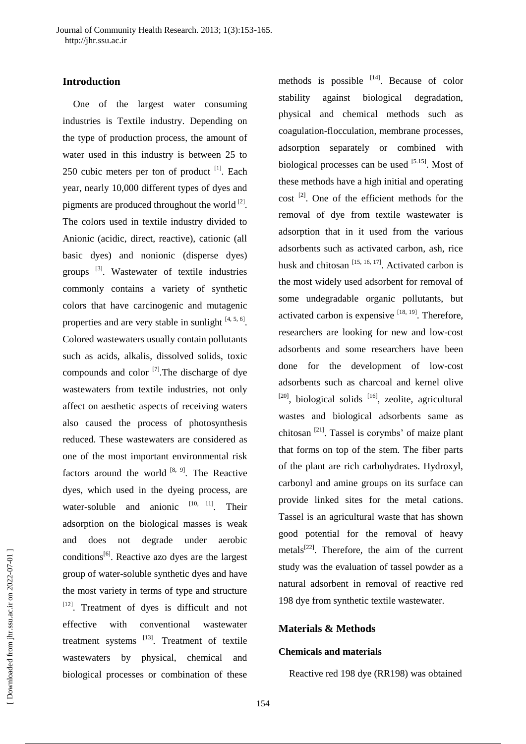## Introduction

One of the largest water consuming industries is Textile industry. Depending on the type of production process, the amount of water used in this industry is between 25 to 250 cubic meters per ton of product [1]. Each year, nearly 10,000 different types of dyes and pigments are produced throughout the world [2]. The colors used in textile industry divided to Anionic (acidic, direct, reactive), cationic (all basic dyes) and nonionic (disperse dyes) groups [3]. Wastewater of textile industries commonly contains a variety of synthetic colors that have carcinogenic and mutagenic properties and are very stable in sunlight [4, 5, 6]. Colored wastewaters usually contain pollutants such as acids, alkalis, dissolved solids, toxic compounds and color [7].The discharge of dye wastewaters from textile industries, not only affect on aesthetic aspects of receiving waters also caused the process of photosynthesis reduced. These wastewaters are considered as one of the most important environmental risk factors around the world [8, 9]. The Reactive dyes, which used in the dyeing process, are water-soluble and anionic [10, 11]. Their adsorption on the biological masses is weak and does not degrade under aerobic conditions[6]. Reactive azo dyes are the largest group of water-soluble synthetic dyes and have the most variety in terms of type and structure [12]. Treatment of dyes is difficult and not effective with conventional wastewater treatment systems [13]. Treatment of textile wastewaters by physical, chemical and biological processes or combination of these methods is possible [14]. Because of color stability against biological degradation, physical and chemical methods such as coagulation-flocculation, membrane processes, adsorption separately or combined with biological processes can be used [5.15]. Most of these methods have a high initial and operating cost [2]. One of the efficient methods for the removal of dye from textile wastewater is adsorption that in it used from the various adsorbents such as activated carbon, ash, rice husk and chitosan [15, 16, 17]. Activated carbon is the most widely used adsorbent for removal of some undegradable organic pollutants, but activated carbon is expensive [18, 19]. Therefore, researchers are looking for new and low-cost adsorbents and some researchers have been done for the development of low-cost adsorbents such as charcoal and kernel olive [20], biological solids [16], zeolite, agricultural wastes and biological adsorbents same as chitosan [21]. Tassel is corymbs' of maize plant that forms on top of the stem. The fiber parts of the plant are rich carbohydrates. Hydroxyl, carbonyl and amine groups on its surface can provide linked sites for the metal cations. Tassel is an agricultural waste that has shown good potential for the removal of heavy metals[22]. Therefore, the aim of the current study was the evaluation of tassel powder as a natural adsorbent in removal of reactive red 198 dye from synthetic textile wastewater.

## Materials & Methods

### Chemicals and materials

Reactive red 198 dye (RR198) was obtained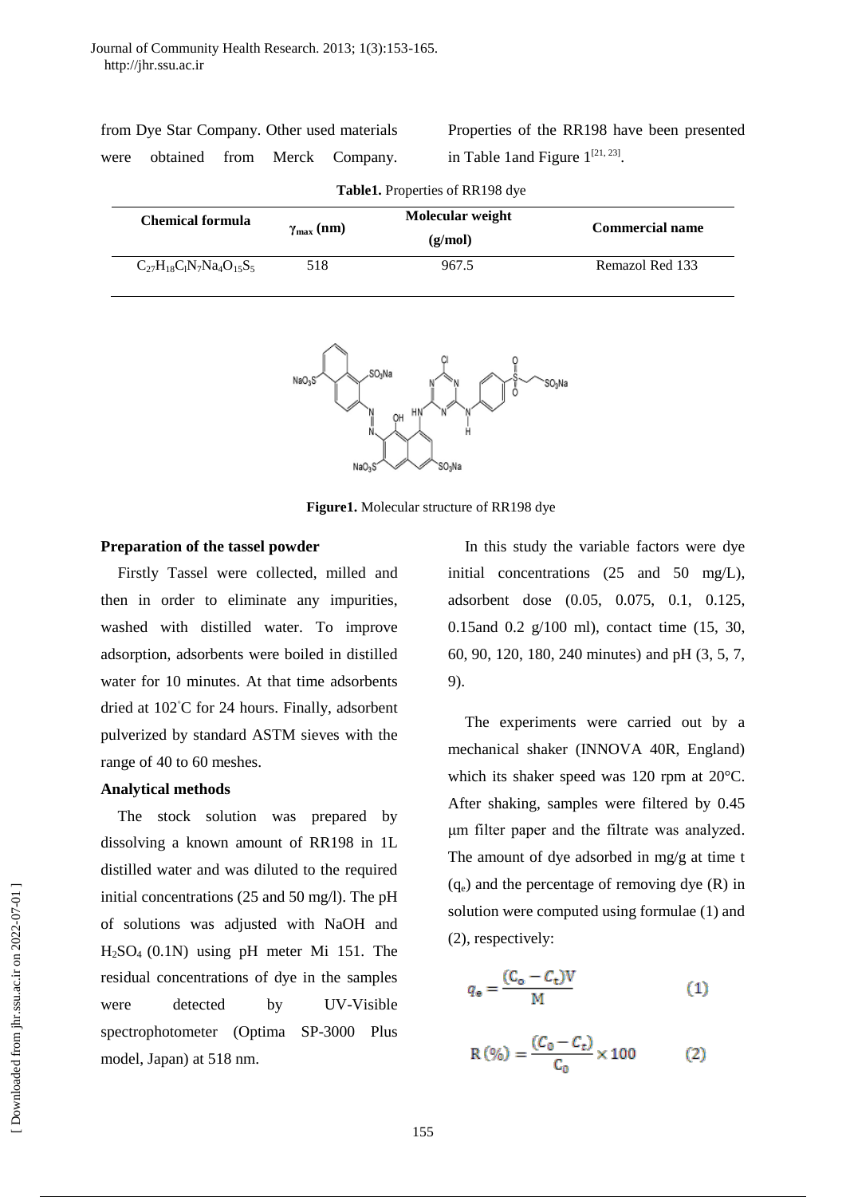from Dye Star Company. Other used materials were obtained from Merck Company. Properties of the RR198 have been presented in Table 1and Figure 1[21, 23].

**Table1.** Properties of RR198 dye

| Chemical formula | $\gamma_{max}$ (nm) | Molecular weight (g/mol) | Commercial name |
|---|---|---|---|
| $C_{27}H_{18}C_lN_7Na_4O_{15}S_5$ | 518 | 967.5 | Remazol Red 133 |

**Figure1.** Molecular structure of RR198 dye

**Preparation of the tassel powder**

Firstly Tassel were collected, milled and then in order to eliminate any impurities, washed with distilled water. To improve adsorption, adsorbents were boiled in distilled water for 10 minutes. At that time adsorbents dried at 102°C for 24 hours. Finally, adsorbent pulverized by standard ASTM sieves with the range of 40 to 60 meshes.

**Analytical methods**

The stock solution was prepared by dissolving a known amount of RR198 in 1L distilled water and was diluted to the required initial concentrations (25 and 50 mg/l). The pH of solutions was adjusted with NaOH and $H_2SO_4$ (0.1N) using pH meter Mi 151. The residual concentrations of dye in the samples were detected by UV-Visible spectrophotometer (Optima SP-3000 Plus model, Japan) at 518 nm.

In this study the variable factors were dye initial concentrations (25 and 50 mg/L), adsorbent dose (0.05, 0.075, 0.1, 0.125, 0.15and 0.2 g/100 ml), contact time (15, 30, 60, 90, 120, 180, 240 minutes) and pH (3, 5, 7, 9).

The experiments were carried out by a mechanical shaker (INNOVA 40R, England) which its shaker speed was 120 rpm at 20°C. After shaking, samples were filtered by 0.45 μm filter paper and the filtrate was analyzed. The amount of dye adsorbed in mg/g at time t ($q_e$) and the percentage of removing dye (R) in solution were computed using formulae (1) and (2), respectively:

$$q_e = \frac{(C_0 - C_t)V}{M} \quad (1)$$

$$R\,(\%) = \frac{(C_0 - C_t)}{C_0} \times 100 \quad (2)$$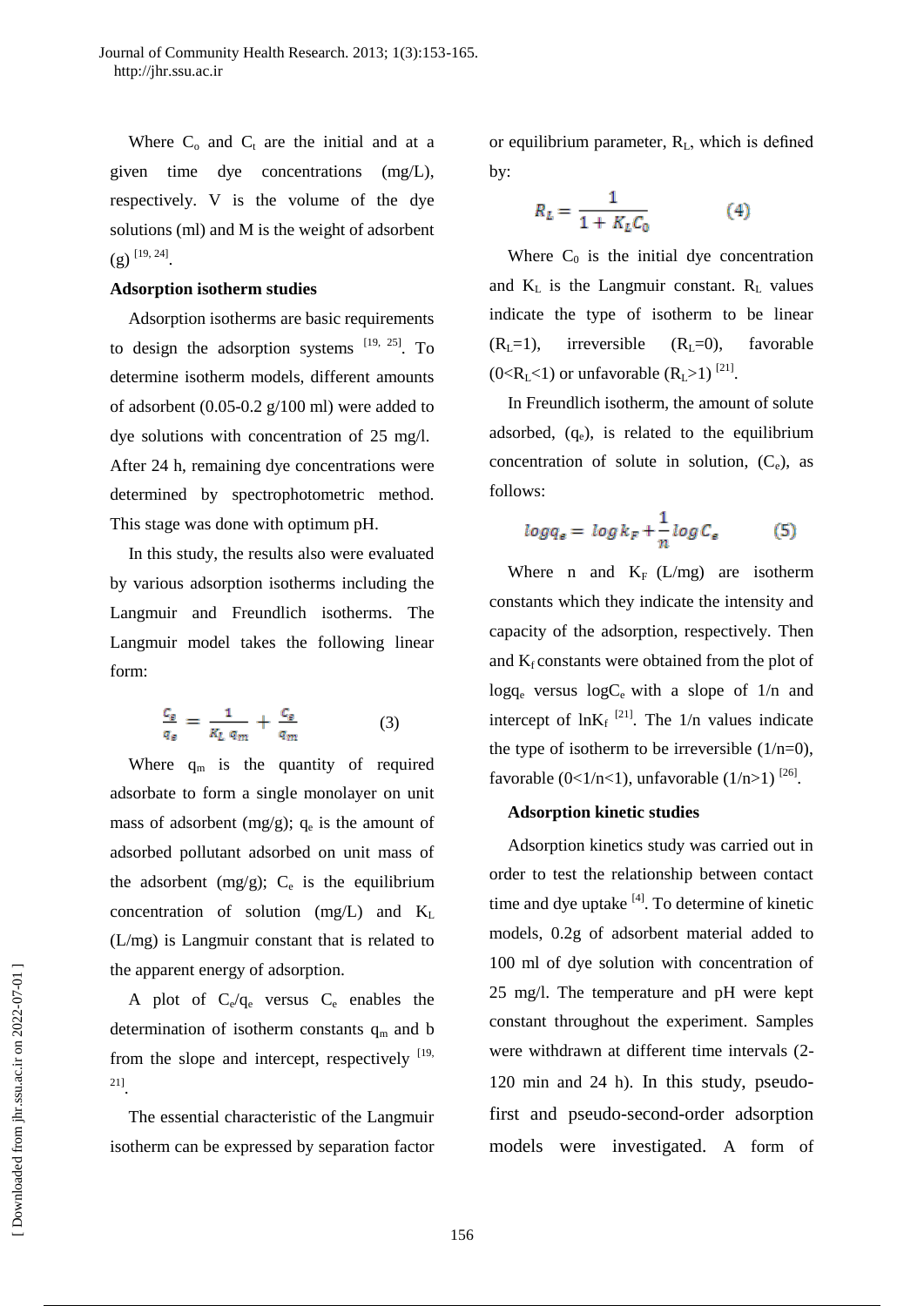Where $C_o$ and $C_t$ are the initial and at a given time dye concentrations (mg/L), respectively. V is the volume of the dye solutions (ml) and M is the weight of adsorbent (g) [19, 24].

**Adsorption isotherm studies**

Adsorption isotherms are basic requirements to design the adsorption systems [19, 25]. To determine isotherm models, different amounts of adsorbent (0.05-0.2 g/100 ml) were added to dye solutions with concentration of 25 mg/l. After 24 h, remaining dye concentrations were determined by spectrophotometric method. This stage was done with optimum pH.

In this study, the results also were evaluated by various adsorption isotherms including the Langmuir and Freundlich isotherms. The Langmuir model takes the following linear form:

$$\frac{C_e}{q_e} = \frac{1}{K_L\, q_m} + \frac{C_e}{q_m} \qquad (3)$$

Where $q_m$ is the quantity of required adsorbate to form a single monolayer on unit mass of adsorbent (mg/g); $q_e$ is the amount of adsorbed pollutant adsorbed on unit mass of the adsorbent (mg/g); $C_e$ is the equilibrium concentration of solution (mg/L) and $K_L$ (L/mg) is Langmuir constant that is related to the apparent energy of adsorption.

A plot of $C_e/q_e$ versus $C_e$ enables the determination of isotherm constants $q_m$ and b from the slope and intercept, respectively [19, 21].

The essential characteristic of the Langmuir isotherm can be expressed by separation factor or equilibrium parameter, $R_L$, which is defined by:

$$R_L = \frac{1}{1 + K_L C_0} \qquad (4)$$

Where $C_0$ is the initial dye concentration and $K_L$ is the Langmuir constant. $R_L$ values indicate the type of isotherm to be linear ($R_L$=1), irreversible ($R_L$=0), favorable ($0<R_L<1$) or unfavorable ($R_L>1$) [21].

In Freundlich isotherm, the amount of solute adsorbed, ($q_e$), is related to the equilibrium concentration of solute in solution, ($C_e$), as follows:

$$\log q_e = \log k_F + \frac{1}{n}\log C_e \qquad (5)$$

Where n and $K_F$ (L/mg) are isotherm constants which they indicate the intensity and capacity of the adsorption, respectively. Then and $K_f$ constants were obtained from the plot of $\log q_e$ versus $\log C_e$ with a slope of 1/n and intercept of $\ln K_f$ [21]. The 1/n values indicate the type of isotherm to be irreversible (1/n=0), favorable (0<1/n<1), unfavorable (1/n>1) [26].

**Adsorption kinetic studies**

Adsorption kinetics study was carried out in order to test the relationship between contact time and dye uptake [4]. To determine of kinetic models, 0.2g of adsorbent material added to 100 ml of dye solution with concentration of 25 mg/l. The temperature and pH were kept constant throughout the experiment. Samples were withdrawn at different time intervals (2-120 min and 24 h). In this study, pseudo-first and pseudo-second-order adsorption models were investigated. A form of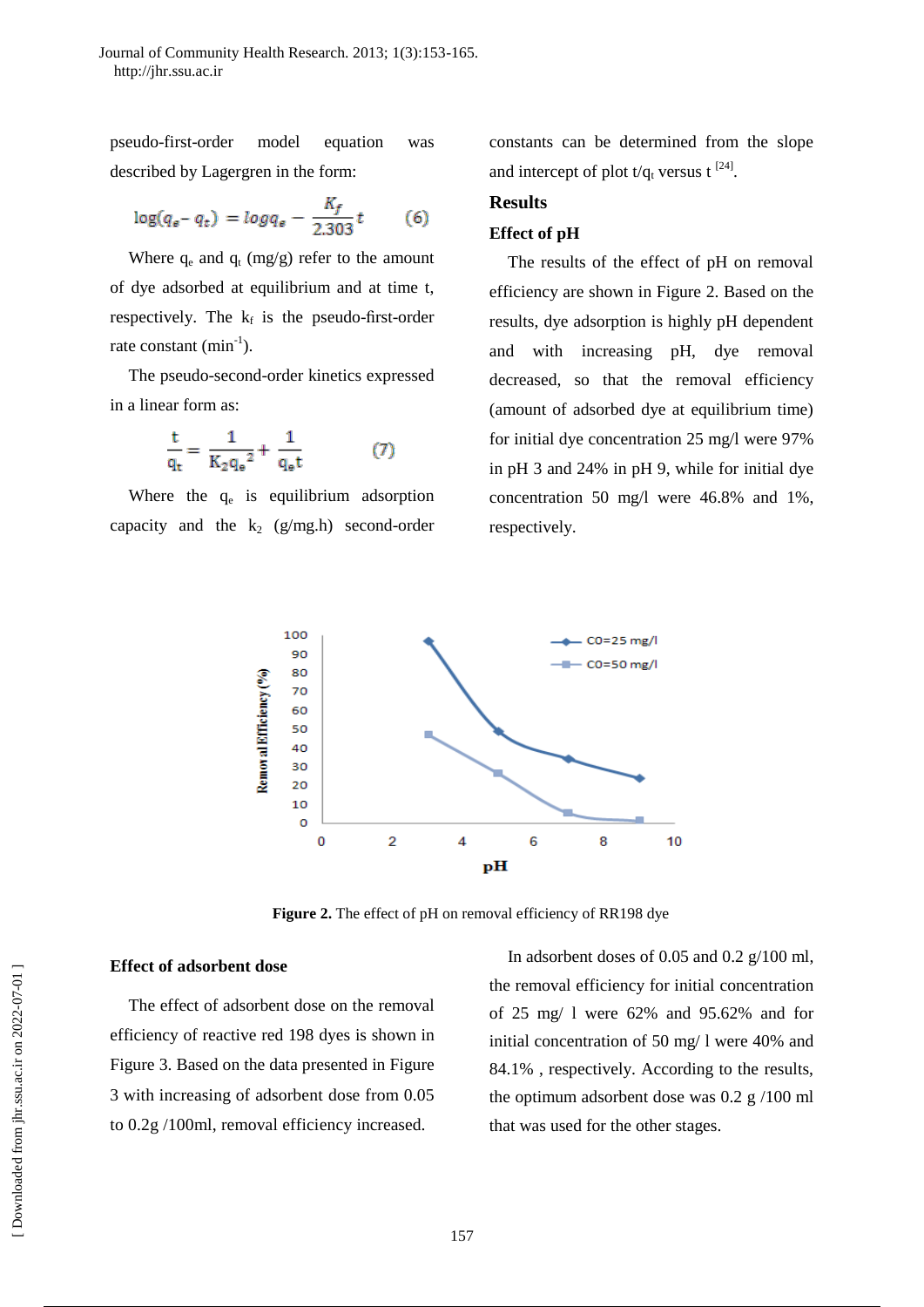pseudo-first-order model equation was described by Lagergren in the form:

$$\log(q_e - q_t) = \log q_e - \frac{K_f}{2.303}t \qquad (6)$$

Where $q_e$ and $q_t$ (mg/g) refer to the amount of dye adsorbed at equilibrium and at time t, respectively. The $k_f$ is the pseudo-first-order rate constant ($min^{-1}$).

The pseudo-second-order kinetics expressed in a linear form as:

$$\frac{t}{q_t} = \frac{1}{K_2 q_e^2} + \frac{1}{q_e t} \qquad (7)$$

Where the $q_e$ is equilibrium adsorption capacity and the $k_2$ (g/mg.h) second-order constants can be determined from the slope and intercept of plot $t/q_t$ versus t [24].

## Results

### Effect of pH

The results of the effect of pH on removal efficiency are shown in Figure 2. Based on the results, dye adsorption is highly pH dependent and with increasing pH, dye removal decreased, so that the removal efficiency (amount of adsorbed dye at equilibrium time) for initial dye concentration 25 mg/l were 97% in pH 3 and 24% in pH 9, while for initial dye concentration 50 mg/l were 46.8% and 1%, respectively.

**Figure 2.** The effect of pH on removal efficiency of RR198 dye

### Effect of adsorbent dose

The effect of adsorbent dose on the removal efficiency of reactive red 198 dyes is shown in Figure 3. Based on the data presented in Figure 3 with increasing of adsorbent dose from 0.05 to 0.2g /100ml, removal efficiency increased.

In adsorbent doses of 0.05 and 0.2 g/100 ml, the removal efficiency for initial concentration of 25 mg/ l were 62% and 95.62% and for initial concentration of 50 mg/ l were 40% and 84.1% , respectively. According to the results, the optimum adsorbent dose was 0.2 g /100 ml that was used for the other stages.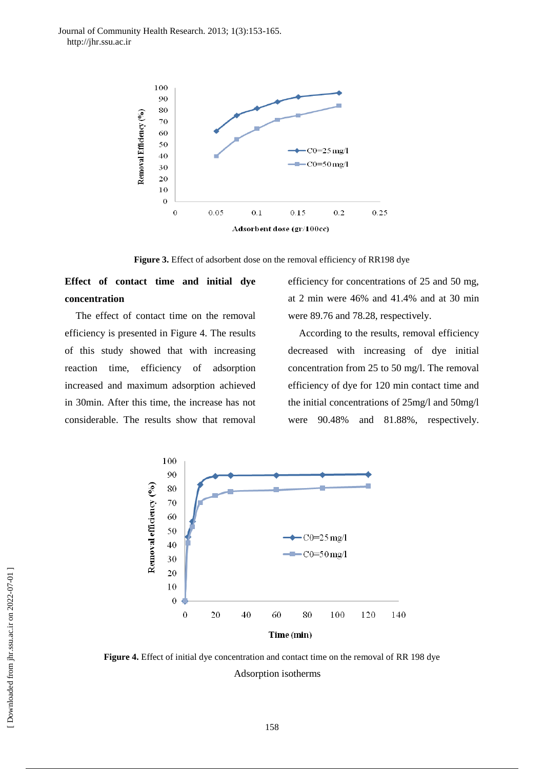**Figure 3.** Effect of adsorbent dose on the removal efficiency of RR198 dye

**Effect of contact time and initial dye concentration**

The effect of contact time on the removal efficiency is presented in Figure 4. The results of this study showed that with increasing reaction time, efficiency of adsorption increased and maximum adsorption achieved in 30min. After this time, the increase has not considerable. The results show that removal efficiency for concentrations of 25 and 50 mg, at 2 min were 46% and 41.4% and at 30 min were 89.76 and 78.28, respectively.

According to the results, removal efficiency decreased with increasing of dye initial concentration from 25 to 50 mg/l. The removal efficiency of dye for 120 min contact time and the initial concentrations of 25mg/l and 50mg/l were 90.48% and 81.88%, respectively.

**Figure 4.** Effect of initial dye concentration and contact time on the removal of RR 198 dye

Adsorption isotherms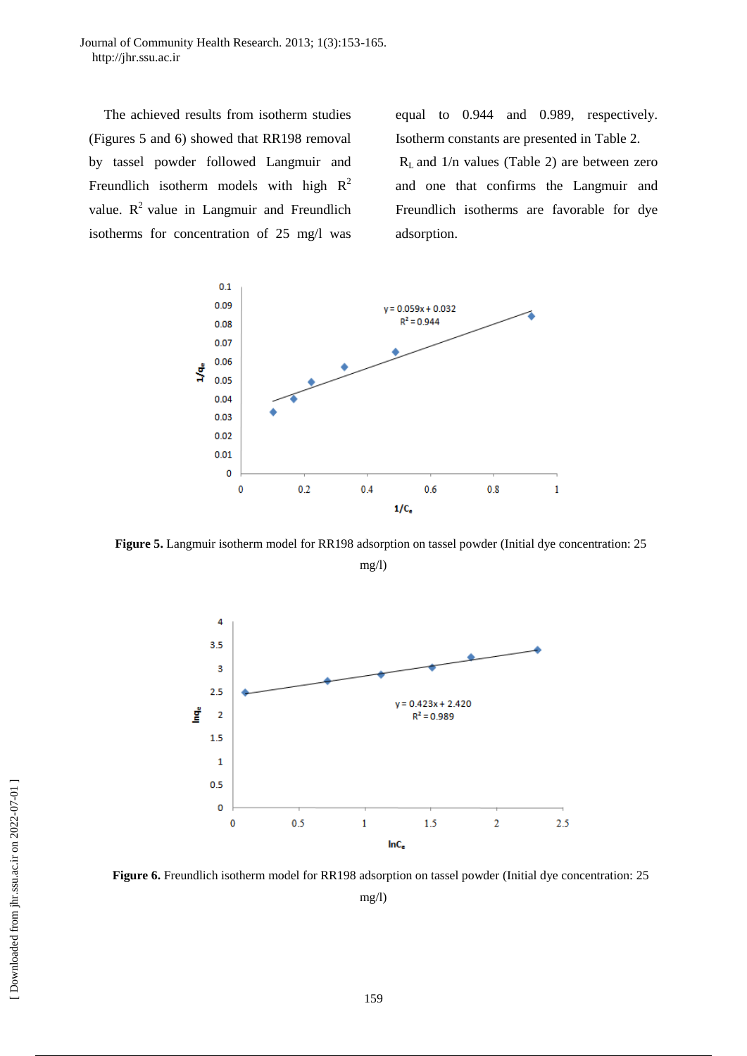The achieved results from isotherm studies (Figures 5 and 6) showed that RR198 removal by tassel powder followed Langmuir and Freundlich isotherm models with high $R^2$ value. $R^2$ value in Langmuir and Freundlich isotherms for concentration of 25 mg/l was equal to 0.944 and 0.989, respectively. Isotherm constants are presented in Table 2.

$R_L$ and $1/n$ values (Table 2) are between zero and one that confirms the Langmuir and Freundlich isotherms are favorable for dye adsorption.

**Figure 5.** Langmuir isotherm model for RR198 adsorption on tassel powder (Initial dye concentration: 25 mg/l)

**Figure 6.** Freundlich isotherm model for RR198 adsorption on tassel powder (Initial dye concentration: 25 mg/l)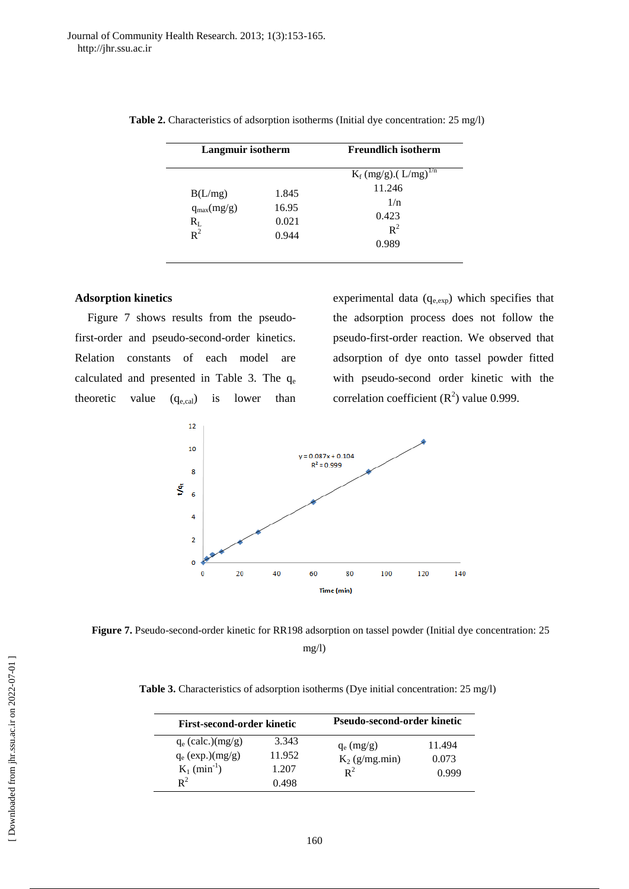**Table 2.** Characteristics of adsorption isotherms (Initial dye concentration: 25 mg/l)

| Langmuir isotherm | | Freundlich isotherm | |
|---|---|---|---|
| B(L/mg) | 1.845 | $K_f$ (mg/g).( L/mg)$^{1/n}$ | 11.246 |
| $q_{max}$(mg/g) | 16.95 | 1/n | 0.423 |
| $R_L$ | 0.021 | $R^2$ | 0.989 |
| $R^2$ | 0.944 | | |

## Adsorption kinetics

Figure 7 shows results from the pseudo-first-order and pseudo-second-order kinetics. Relation constants of each model are calculated and presented in Table 3. The $q_e$ theoretic value ($q_{e,cal}$) is lower than experimental data ($q_{e,exp}$) which specifies that the adsorption process does not follow the pseudo-first-order reaction. We observed that adsorption of dye onto tassel powder fitted with pseudo-second order kinetic with the correlation coefficient ($R^2$) value 0.999.

**Figure 7.** Pseudo-second-order kinetic for RR198 adsorption on tassel powder (Initial dye concentration: 25 mg/l)

**Table 3.** Characteristics of adsorption isotherms (Dye initial concentration: 25 mg/l)

| First-second-order kinetic | | Pseudo-second-order kinetic | |
|---|---|---|---|
| $q_e$ (calc.)(mg/g) | 3.343 | $q_e$ (mg/g) | 11.494 |
| $q_e$ (exp.)(mg/g) | 11.952 | $K_2$ (g/mg.min) | 0.073 |
| $K_1$ (min$^{-1}$) | 1.207 | $R^2$ | 0.999 |
| $R^2$ | 0.498 | | |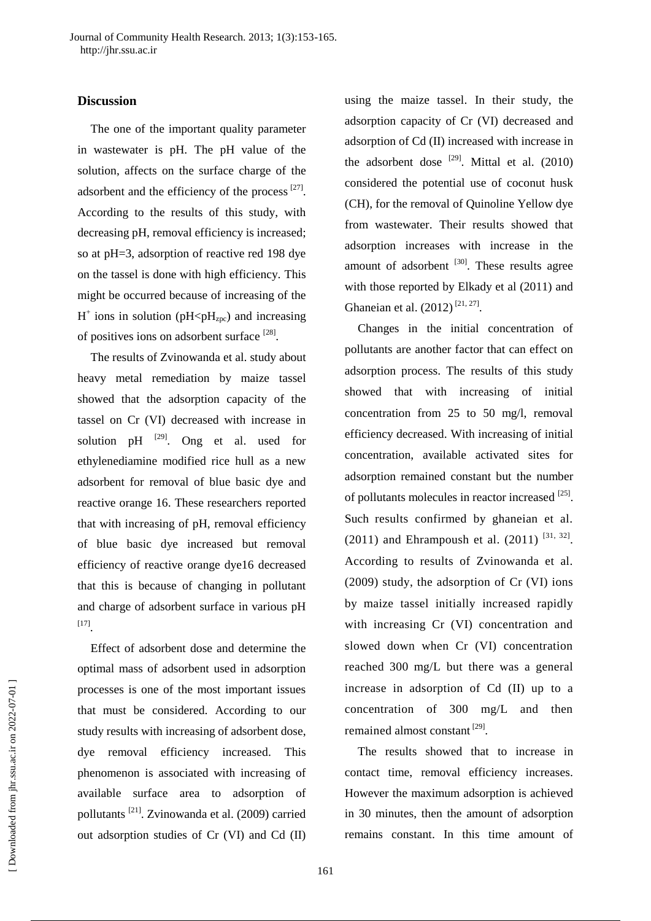## Discussion

The one of the important quality parameter in wastewater is pH. The pH value of the solution, affects on the surface charge of the adsorbent and the efficiency of the process [27]. According to the results of this study, with decreasing pH, removal efficiency is increased; so at pH=3, adsorption of reactive red 198 dye on the tassel is done with high efficiency. This might be occurred because of increasing of the $H^+$ ions in solution ($pH<pH_{zpc}$) and increasing of positives ions on adsorbent surface [28].

The results of Zvinowanda et al. study about heavy metal remediation by maize tassel showed that the adsorption capacity of the tassel on Cr (VI) decreased with increase in solution pH [29]. Ong et al. used for ethylenediamine modified rice hull as a new adsorbent for removal of blue basic dye and reactive orange 16. These researchers reported that with increasing of pH, removal efficiency of blue basic dye increased but removal efficiency of reactive orange dye16 decreased that this is because of changing in pollutant and charge of adsorbent surface in various pH [17].

Effect of adsorbent dose and determine the optimal mass of adsorbent used in adsorption processes is one of the most important issues that must be considered. According to our study results with increasing of adsorbent dose, dye removal efficiency increased. This phenomenon is associated with increasing of available surface area to adsorption of pollutants [21]. Zvinowanda et al. (2009) carried out adsorption studies of Cr (VI) and Cd (II) using the maize tassel. In their study, the adsorption capacity of Cr (VI) decreased and adsorption of Cd (II) increased with increase in the adsorbent dose [29]. Mittal et al. (2010) considered the potential use of coconut husk (CH), for the removal of Quinoline Yellow dye from wastewater. Their results showed that adsorption increases with increase in the amount of adsorbent [30]. These results agree with those reported by Elkady et al (2011) and Ghaneian et al. (2012) [21, 27].

Changes in the initial concentration of pollutants are another factor that can effect on adsorption process. The results of this study showed that with increasing of initial concentration from 25 to 50 mg/l, removal efficiency decreased. With increasing of initial concentration, available activated sites for adsorption remained constant but the number of pollutants molecules in reactor increased [25]. Such results confirmed by ghaneian et al. (2011) and Ehrampoush et al. (2011) [31, 32]. According to results of Zvinowanda et al. (2009) study, the adsorption of Cr (VI) ions by maize tassel initially increased rapidly with increasing Cr (VI) concentration and slowed down when Cr (VI) concentration reached 300 mg/L but there was a general increase in adsorption of Cd (II) up to a concentration of 300 mg/L and then remained almost constant [29].

The results showed that to increase in contact time, removal efficiency increases. However the maximum adsorption is achieved in 30 minutes, then the amount of adsorption remains constant. In this time amount of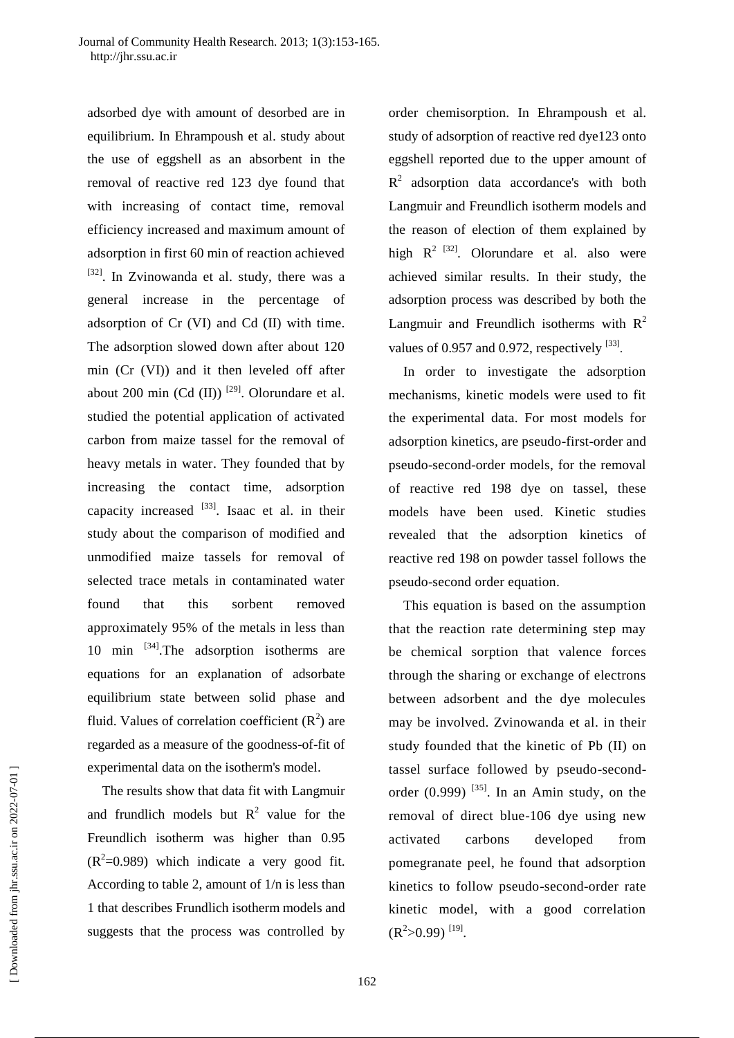adsorbed dye with amount of desorbed are in equilibrium. In Ehrampoush et al. study about the use of eggshell as an absorbent in the removal of reactive red 123 dye found that with increasing of contact time, removal efficiency increased and maximum amount of adsorption in first 60 min of reaction achieved [32]. In Zvinowanda et al. study, there was a general increase in the percentage of adsorption of Cr (VI) and Cd (II) with time. The adsorption slowed down after about 120 min (Cr (VI)) and it then leveled off after about 200 min (Cd (II)) [29]. Olorundare et al. studied the potential application of activated carbon from maize tassel for the removal of heavy metals in water. They founded that by increasing the contact time, adsorption capacity increased [33]. Isaac et al. in their study about the comparison of modified and unmodified maize tassels for removal of selected trace metals in contaminated water found that this sorbent removed approximately 95% of the metals in less than 10 min [34].The adsorption isotherms are equations for an explanation of adsorbate equilibrium state between solid phase and fluid. Values of correlation coefficient ($R^2$) are regarded as a measure of the goodness-of-fit of experimental data on the isotherm's model.

The results show that data fit with Langmuir and frundlich models but $R^2$ value for the Freundlich isotherm was higher than 0.95 ($R^2$=0.989) which indicate a very good fit. According to table 2, amount of 1/n is less than 1 that describes Frundlich isotherm models and suggests that the process was controlled by order chemisorption. In Ehrampoush et al. study of adsorption of reactive red dye123 onto eggshell reported due to the upper amount of $R^2$ adsorption data accordance's with both Langmuir and Freundlich isotherm models and the reason of election of them explained by high $R^2$ [32]. Olorundare et al. also were achieved similar results. In their study, the adsorption process was described by both the Langmuir and Freundlich isotherms with $R^2$ values of 0.957 and 0.972, respectively [33].

In order to investigate the adsorption mechanisms, kinetic models were used to fit the experimental data. For most models for adsorption kinetics, are pseudo-first-order and pseudo-second-order models, for the removal of reactive red 198 dye on tassel, these models have been used. Kinetic studies revealed that the adsorption kinetics of reactive red 198 on powder tassel follows the pseudo-second order equation.

This equation is based on the assumption that the reaction rate determining step may be chemical sorption that valence forces through the sharing or exchange of electrons between adsorbent and the dye molecules may be involved. Zvinowanda et al. in their study founded that the kinetic of Pb (II) on tassel surface followed by pseudo-second-order (0.999) [35]. In an Amin study, on the removal of direct blue-106 dye using new activated carbons developed from pomegranate peel, he found that adsorption kinetics to follow pseudo-second-order rate kinetic model, with a good correlation ($R^2$>0.99) [19].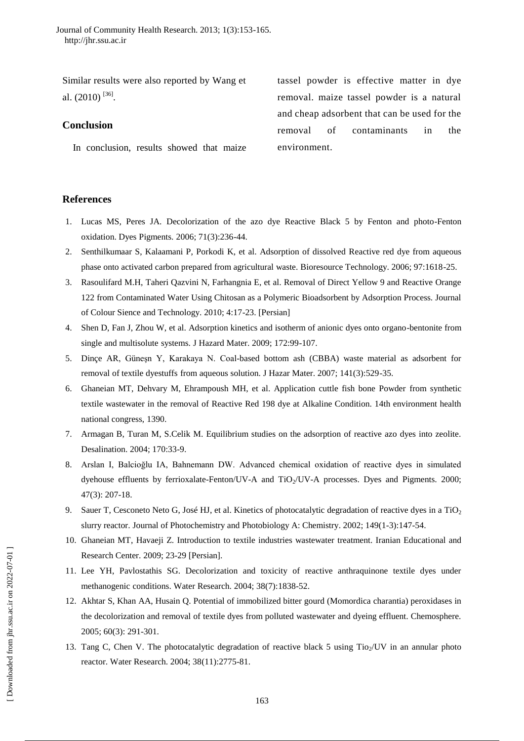Similar results were also reported by Wang et al. (2010) [36].

## Conclusion

In conclusion, results showed that maize tassel powder is effective matter in dye removal. maize tassel powder is a natural and cheap adsorbent that can be used for the removal of contaminants in the environment.

## References

1. Lucas MS, Peres JA. Decolorization of the azo dye Reactive Black 5 by Fenton and photo-Fenton oxidation. Dyes Pigments. 2006; 71(3):236-44.
2. Senthilkumaar S, Kalaamani P, Porkodi K, et al. Adsorption of dissolved Reactive red dye from aqueous phase onto activated carbon prepared from agricultural waste. Bioresource Technology. 2006; 97:1618-25.
3. Rasoulifard M.H, Taheri Qazvini N, Farhangnia E, et al. Removal of Direct Yellow 9 and Reactive Orange 122 from Contaminated Water Using Chitosan as a Polymeric Bioadsorbent by Adsorption Process. Journal of Colour Sience and Technology. 2010; 4:17-23. [Persian]
4. Shen D, Fan J, Zhou W, et al. Adsorption kinetics and isotherm of anionic dyes onto organo-bentonite from single and multisolute systems. J Hazard Mater. 2009; 172:99-107.
5. Dinçe AR, Güneşn Y, Karakaya N. Coal-based bottom ash (CBBA) waste material as adsorbent for removal of textile dyestuffs from aqueous solution. J Hazar Mater. 2007; 141(3):529-35.
6. Ghaneian MT, Dehvary M, Ehrampoush MH, et al. Application cuttle fish bone Powder from synthetic textile wastewater in the removal of Reactive Red 198 dye at Alkaline Condition. 14th environment health national congress, 1390.
7. Armagan B, Turan M, S.Celik M. Equilibrium studies on the adsorption of reactive azo dyes into zeolite. Desalination. 2004; 170:33-9.
8. Arslan I, Balcioğlu IA, Bahnemann DW. Advanced chemical oxidation of reactive dyes in simulated dyehouse effluents by ferrioxalate-Fenton/UV-A and $TiO_2$/UV-A processes. Dyes and Pigments. 2000; 47(3): 207-18.
9. Sauer T, Cesconeto Neto G, José HJ, et al. Kinetics of photocatalytic degradation of reactive dyes in a $TiO_2$ slurry reactor. Journal of Photochemistry and Photobiology A: Chemistry. 2002; 149(1-3):147-54.
10. Ghaneian MT, Havaeji Z. Introduction to textile industries wastewater treatment. Iranian Educational and Research Center. 2009; 23-29 [Persian].
11. Lee YH, Pavlostathis SG. Decolorization and toxicity of reactive anthraquinone textile dyes under methanogenic conditions. Water Research. 2004; 38(7):1838-52.
12. Akhtar S, Khan AA, Husain Q. Potential of immobilized bitter gourd (Momordica charantia) peroxidases in the decolorization and removal of textile dyes from polluted wastewater and dyeing effluent. Chemosphere. 2005; 60(3): 291-301.
13. Tang C, Chen V. The photocatalytic degradation of reactive black 5 using $Tio_2$/UV in an annular photo reactor. Water Research. 2004; 38(11):2775-81.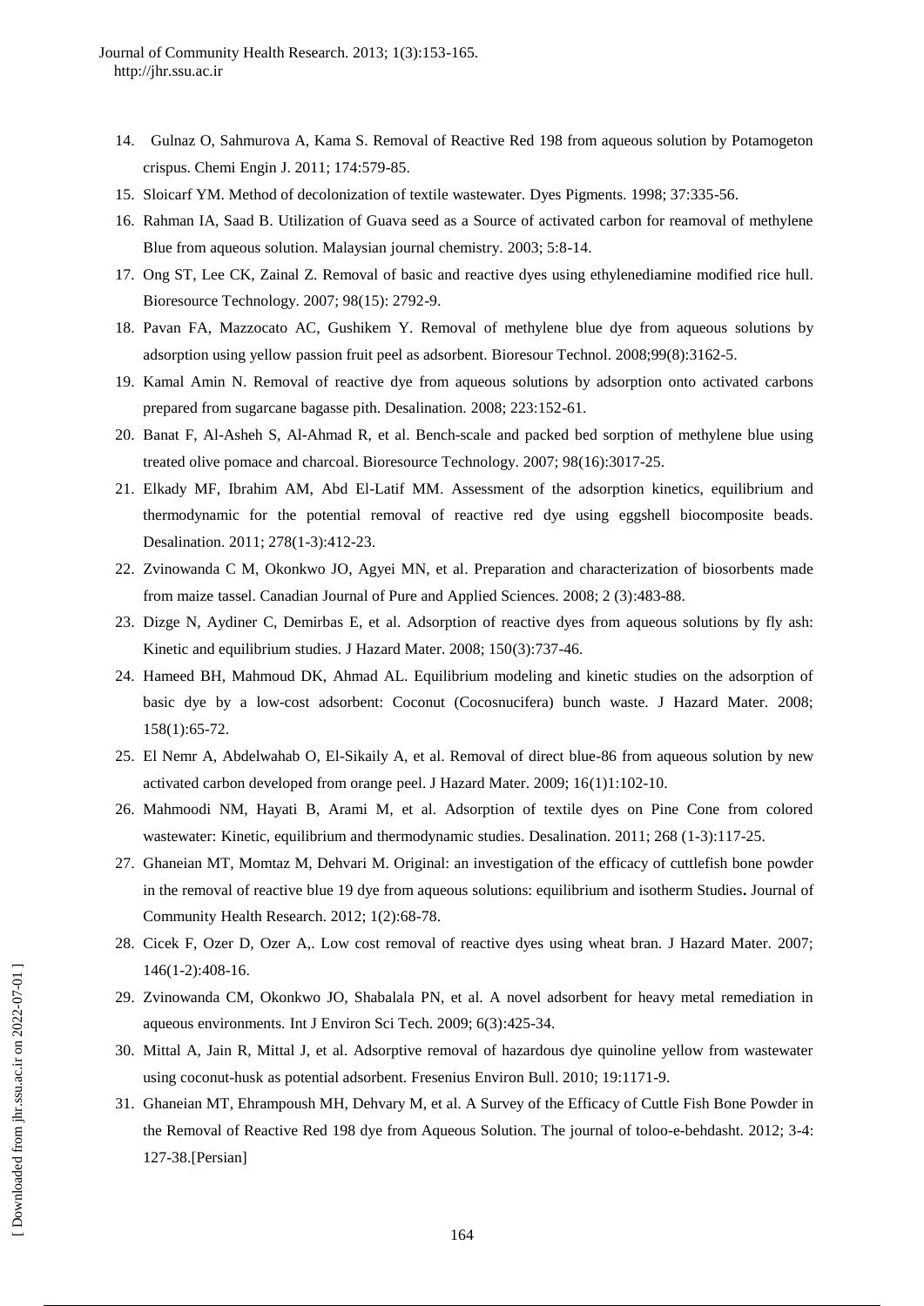14. Gulnaz O, Sahmurova A, Kama S. Removal of Reactive Red 198 from aqueous solution by Potamogeton crispus. Chemi Engin J. 2011; 174:579-85.
15. Sloicarf YM. Method of decolonization of textile wastewater. Dyes Pigments. 1998; 37:335-56.
16. Rahman IA, Saad B. Utilization of Guava seed as a Source of activated carbon for reamoval of methylene Blue from aqueous solution. Malaysian journal chemistry. 2003; 5:8-14.
17. Ong ST, Lee CK, Zainal Z. Removal of basic and reactive dyes using ethylenediamine modified rice hull. Bioresource Technology. 2007; 98(15): 2792-9.
18. Pavan FA, Mazzocato AC, Gushikem Y. Removal of methylene blue dye from aqueous solutions by adsorption using yellow passion fruit peel as adsorbent. Bioresour Technol. 2008;99(8):3162-5.
19. Kamal Amin N. Removal of reactive dye from aqueous solutions by adsorption onto activated carbons prepared from sugarcane bagasse pith. Desalination. 2008; 223:152-61.
20. Banat F, Al-Asheh S, Al-Ahmad R, et al. Bench-scale and packed bed sorption of methylene blue using treated olive pomace and charcoal. Bioresource Technology. 2007; 98(16):3017-25.
21. Elkady MF, Ibrahim AM, Abd El-Latif MM. Assessment of the adsorption kinetics, equilibrium and thermodynamic for the potential removal of reactive red dye using eggshell biocomposite beads. Desalination. 2011; 278(1-3):412-23.
22. Zvinowanda C M, Okonkwo JO, Agyei MN, et al. Preparation and characterization of biosorbents made from maize tassel. Canadian Journal of Pure and Applied Sciences. 2008; 2 (3):483-88.
23. Dizge N, Aydiner C, Demirbas E, et al. Adsorption of reactive dyes from aqueous solutions by fly ash: Kinetic and equilibrium studies. J Hazard Mater. 2008; 150(3):737-46.
24. Hameed BH, Mahmoud DK, Ahmad AL. Equilibrium modeling and kinetic studies on the adsorption of basic dye by a low-cost adsorbent: Coconut (Cocosnucifera) bunch waste. J Hazard Mater. 2008; 158(1):65-72.
25. El Nemr A, Abdelwahab O, El-Sikaily A, et al. Removal of direct blue-86 from aqueous solution by new activated carbon developed from orange peel. J Hazard Mater. 2009; 16(1)1:102-10.
26. Mahmoodi NM, Hayati B, Arami M, et al. Adsorption of textile dyes on Pine Cone from colored wastewater: Kinetic, equilibrium and thermodynamic studies. Desalination. 2011; 268 (1-3):117-25.
27. Ghaneian MT, Momtaz M, Dehvari M. Original: an investigation of the efficacy of cuttlefish bone powder in the removal of reactive blue 19 dye from aqueous solutions: equilibrium and isotherm Studies**.** Journal of Community Health Research. 2012; 1(2):68-78.
28. Cicek F, Ozer D, Ozer A,. Low cost removal of reactive dyes using wheat bran. J Hazard Mater. 2007; 146(1-2):408-16.
29. Zvinowanda CM, Okonkwo JO, Shabalala PN, et al. A novel adsorbent for heavy metal remediation in aqueous environments. Int J Environ Sci Tech. 2009; 6(3):425-34.
30. Mittal A, Jain R, Mittal J, et al. Adsorptive removal of hazardous dye quinoline yellow from wastewater using coconut-husk as potential adsorbent. Fresenius Environ Bull. 2010; 19:1171-9.
31. Ghaneian MT, Ehrampoush MH, Dehvary M, et al. A Survey of the Efficacy of Cuttle Fish Bone Powder in the Removal of Reactive Red 198 dye from Aqueous Solution. The journal of toloo-e-behdasht. 2012; 3-4: 127-38.[Persian]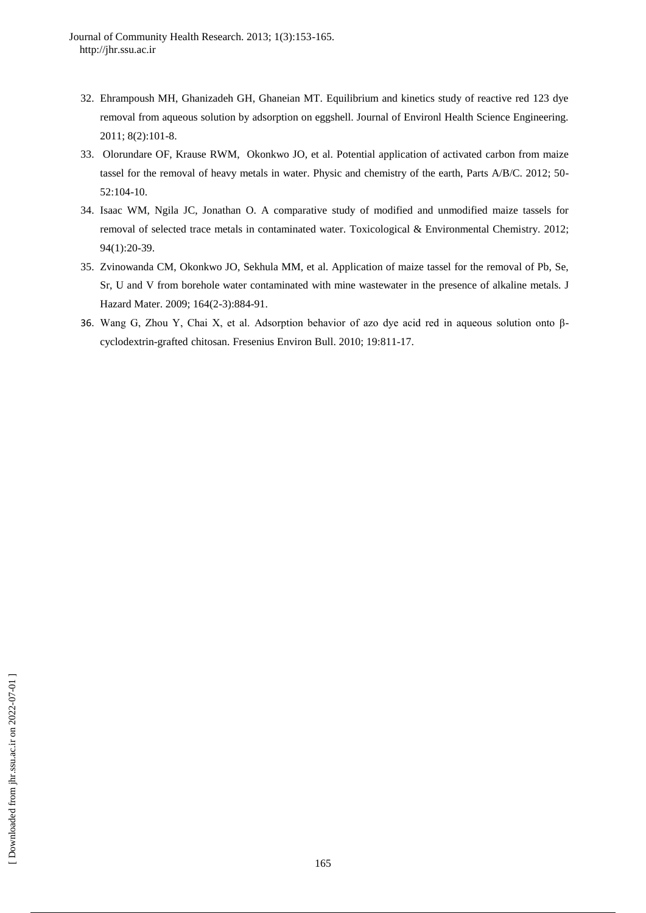32. Ehrampoush MH, Ghanizadeh GH, Ghaneian MT. Equilibrium and kinetics study of reactive red 123 dye removal from aqueous solution by adsorption on eggshell. Journal of Environl Health Science Engineering. 2011; 8(2):101-8.
33. Olorundare OF, Krause RWM, Okonkwo JO, et al. Potential application of activated carbon from maize tassel for the removal of heavy metals in water. Physic and chemistry of the earth, Parts A/B/C. 2012; 50-52:104-10.
34. Isaac WM, Ngila JC, Jonathan O. A comparative study of modified and unmodified maize tassels for removal of selected trace metals in contaminated water. Toxicological & Environmental Chemistry. 2012; 94(1):20-39.
35. Zvinowanda CM, Okonkwo JO, Sekhula MM, et al. Application of maize tassel for the removal of Pb, Se, Sr, U and V from borehole water contaminated with mine wastewater in the presence of alkaline metals. J Hazard Mater. 2009; 164(2-3):884-91.
36. Wang G, Zhou Y, Chai X, et al. Adsorption behavior of azo dye acid red in aqueous solution onto β-cyclodextrin-grafted chitosan. Fresenius Environ Bull. 2010; 19:811-17.